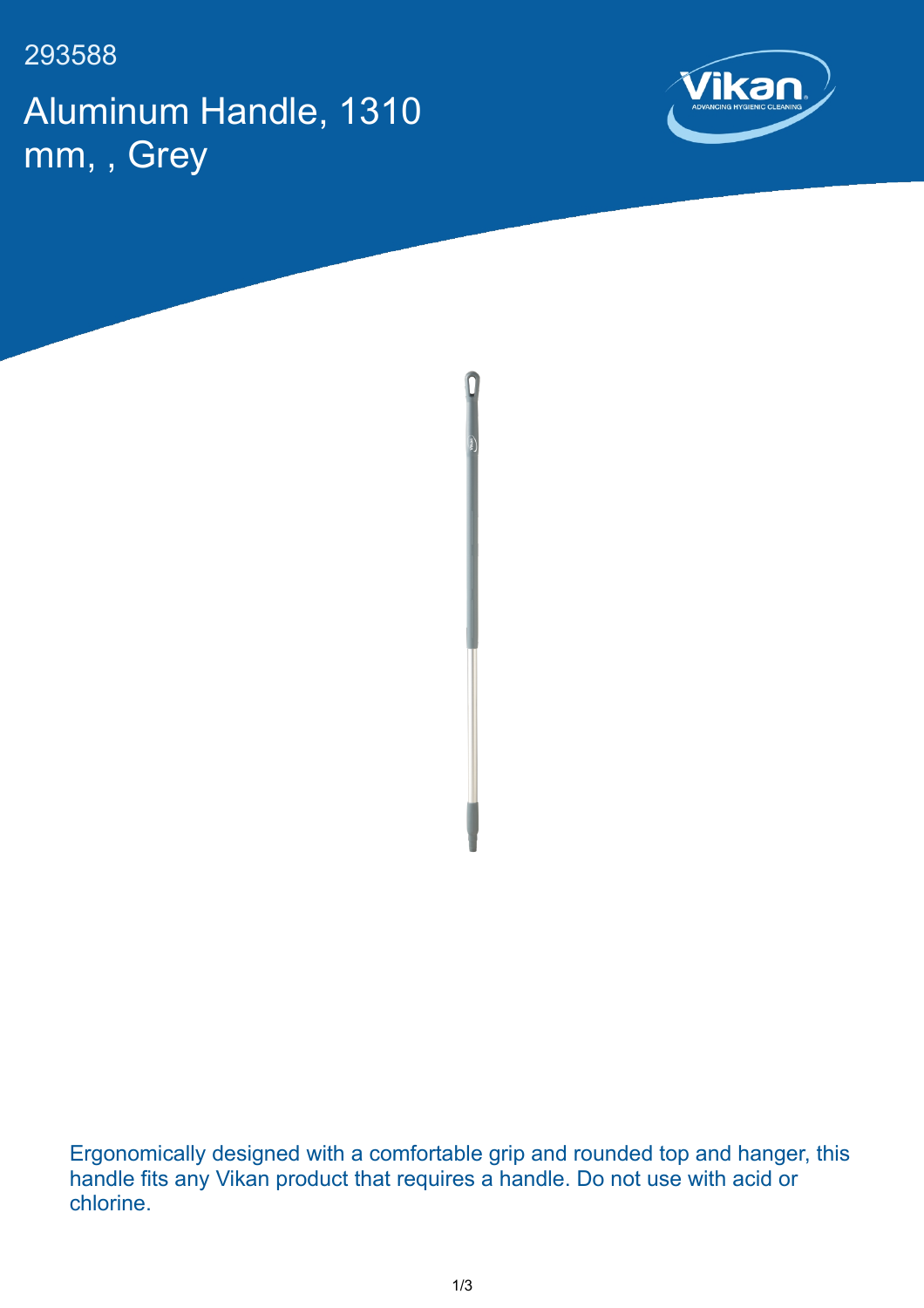293588

# Aluminum Handle, 1310 mm, , Grey

Ergonomically designed with a comfortable grip and rounded top and hanger, this handle fits any Vikan product that requires a handle. Do not use with acid or chlorine.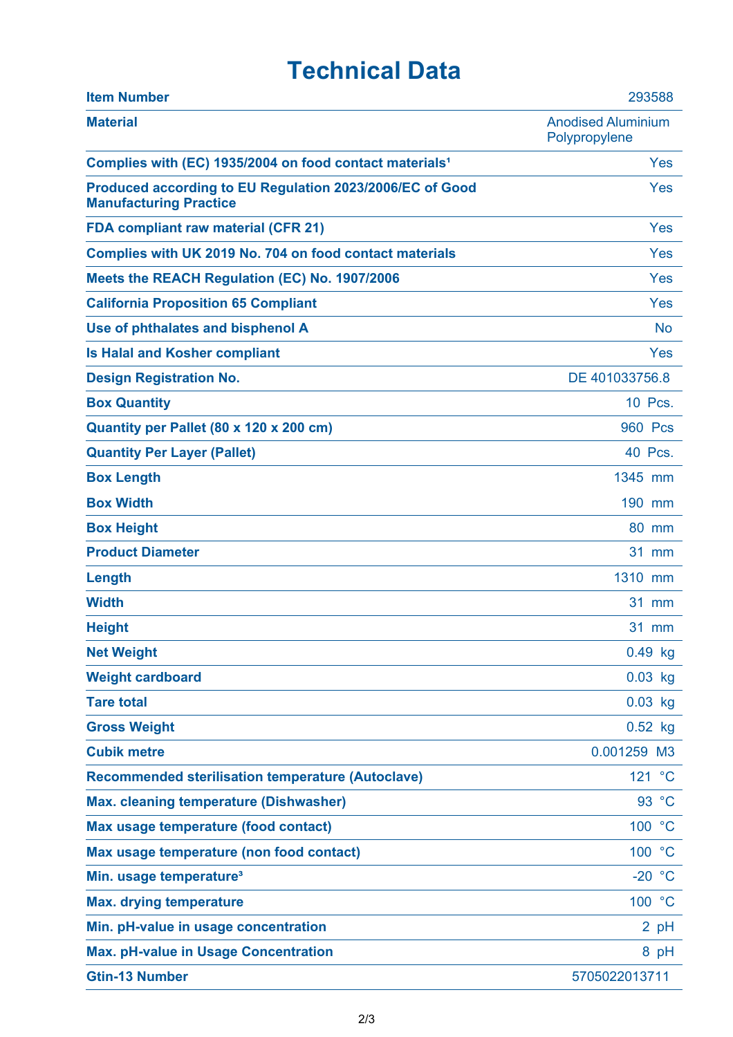# Technical Data

| | |
|---|---|
| **Item Number** | 293588 |
| **Material** | Anodised Aluminium Polypropylene |
| **Complies with (EC) 1935/2004 on food contact materials[1]** | Yes |
| **Produced according to EU Regulation 2023/2006/EC of Good Manufacturing Practice** | Yes |
| **FDA compliant raw material (CFR 21)** | Yes |
| **Complies with UK 2019 No. 704 on food contact materials** | Yes |
| **Meets the REACH Regulation (EC) No. 1907/2006** | Yes |
| **California Proposition 65 Compliant** | Yes |
| **Use of phthalates and bisphenol A** | No |
| **Is Halal and Kosher compliant** | Yes |
| **Design Registration No.** | DE 401033756.8 |
| **Box Quantity** | 10 Pcs. |
| **Quantity per Pallet (80 x 120 x 200 cm)** | 960 Pcs |
| **Quantity Per Layer (Pallet)** | 40 Pcs. |
| **Box Length** | 1345 mm |
| **Box Width** | 190 mm |
| **Box Height** | 80 mm |
| **Product Diameter** | 31 mm |
| **Length** | 1310 mm |
| **Width** | 31 mm |
| **Height** | 31 mm |
| **Net Weight** | 0.49 kg |
| **Weight cardboard** | 0.03 kg |
| **Tare total** | 0.03 kg |
| **Gross Weight** | 0.52 kg |
| **Cubik metre** | 0.001259 M3 |
| **Recommended sterilisation temperature (Autoclave)** | 121 °C |
| **Max. cleaning temperature (Dishwasher)** | 93 °C |
| **Max usage temperature (food contact)** | 100 °C |
| **Max usage temperature (non food contact)** | 100 °C |
| **Min. usage temperature[3]** | -20 °C |
| **Max. drying temperature** | 100 °C |
| **Min. pH-value in usage concentration** | 2 pH |
| **Max. pH-value in Usage Concentration** | 8 pH |
| **Gtin-13 Number** | 5705022013711 |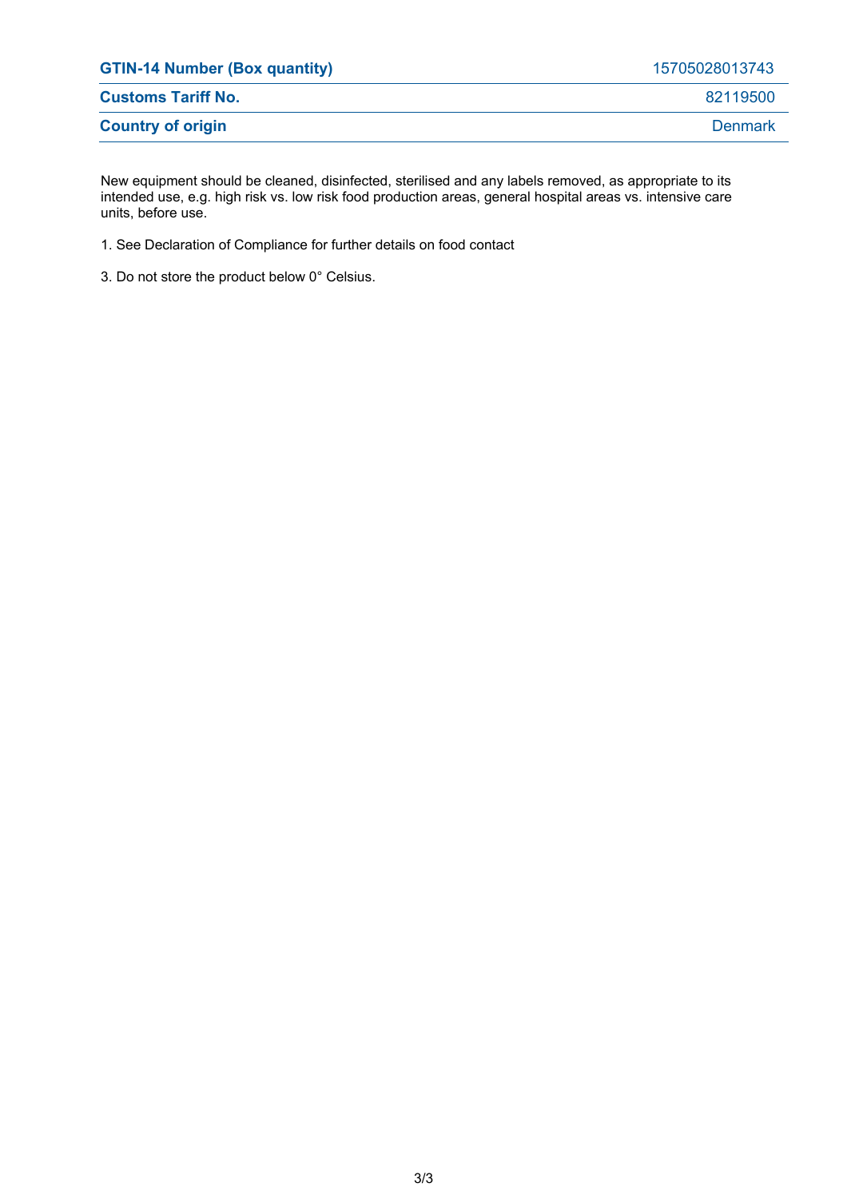| | |
|---|---|
| **GTIN-14 Number (Box quantity)** | 15705028013743 |
| **Customs Tariff No.** | 82119500 |
| **Country of origin** | Denmark |

New equipment should be cleaned, disinfected, sterilised and any labels removed, as appropriate to its intended use, e.g. high risk vs. low risk food production areas, general hospital areas vs. intensive care units, before use.

1. See Declaration of Compliance for further details on food contact

3. Do not store the product below 0° Celsius.